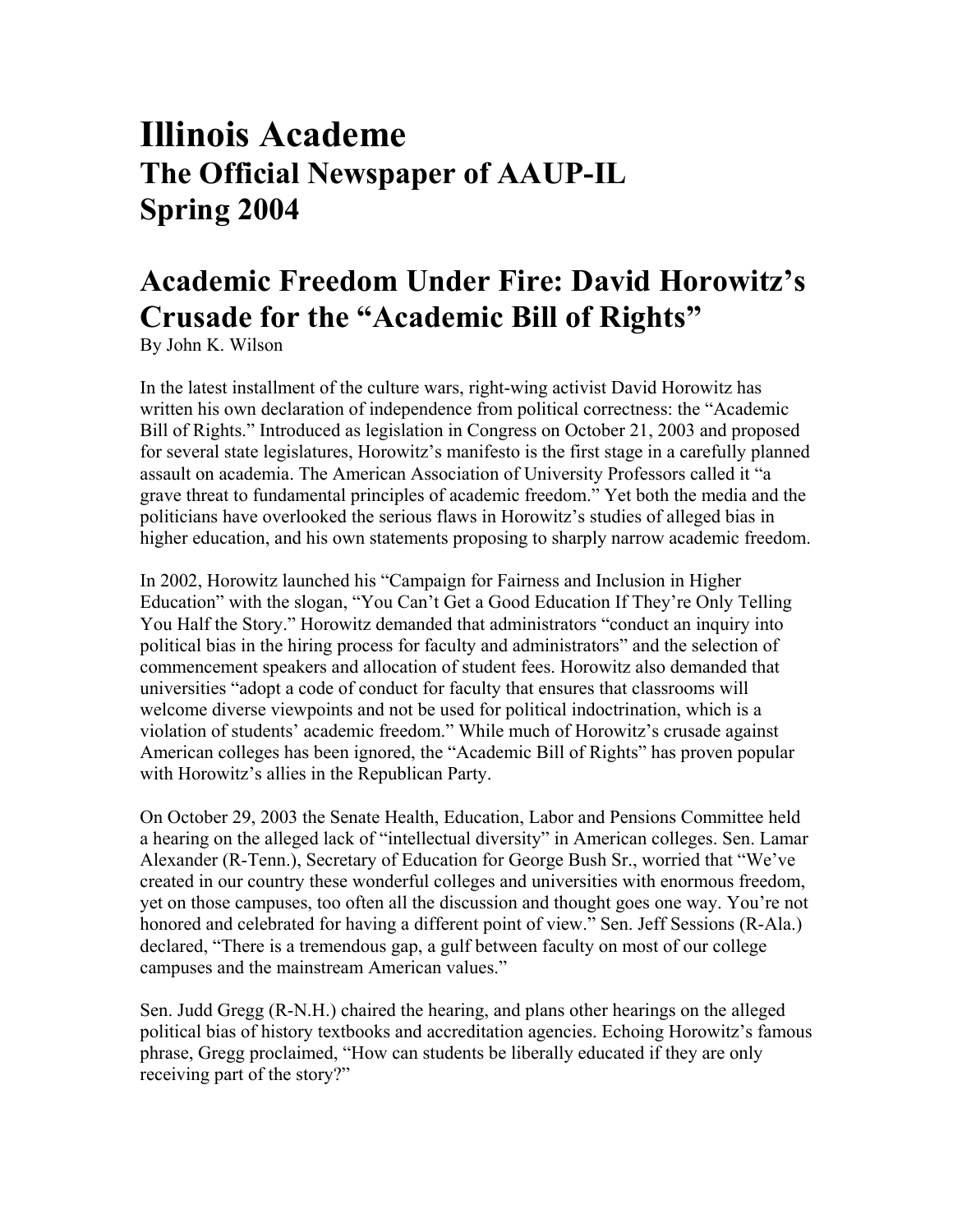# Illinois Academe
## The Official Newspaper of AAUP-IL
## Spring 2004

## Academic Freedom Under Fire: David Horowitz's Crusade for the "Academic Bill of Rights"

By John K. Wilson

In the latest installment of the culture wars, right-wing activist David Horowitz has written his own declaration of independence from political correctness: the "Academic Bill of Rights." Introduced as legislation in Congress on October 21, 2003 and proposed for several state legislatures, Horowitz's manifesto is the first stage in a carefully planned assault on academia. The American Association of University Professors called it "a grave threat to fundamental principles of academic freedom." Yet both the media and the politicians have overlooked the serious flaws in Horowitz's studies of alleged bias in higher education, and his own statements proposing to sharply narrow academic freedom.

In 2002, Horowitz launched his "Campaign for Fairness and Inclusion in Higher Education" with the slogan, "You Can't Get a Good Education If They're Only Telling You Half the Story." Horowitz demanded that administrators "conduct an inquiry into political bias in the hiring process for faculty and administrators" and the selection of commencement speakers and allocation of student fees. Horowitz also demanded that universities "adopt a code of conduct for faculty that ensures that classrooms will welcome diverse viewpoints and not be used for political indoctrination, which is a violation of students' academic freedom." While much of Horowitz's crusade against American colleges has been ignored, the "Academic Bill of Rights" has proven popular with Horowitz's allies in the Republican Party.

On October 29, 2003 the Senate Health, Education, Labor and Pensions Committee held a hearing on the alleged lack of "intellectual diversity" in American colleges. Sen. Lamar Alexander (R-Tenn.), Secretary of Education for George Bush Sr., worried that "We've created in our country these wonderful colleges and universities with enormous freedom, yet on those campuses, too often all the discussion and thought goes one way. You're not honored and celebrated for having a different point of view." Sen. Jeff Sessions (R-Ala.) declared, "There is a tremendous gap, a gulf between faculty on most of our college campuses and the mainstream American values."

Sen. Judd Gregg (R-N.H.) chaired the hearing, and plans other hearings on the alleged political bias of history textbooks and accreditation agencies. Echoing Horowitz's famous phrase, Gregg proclaimed, "How can students be liberally educated if they are only receiving part of the story?"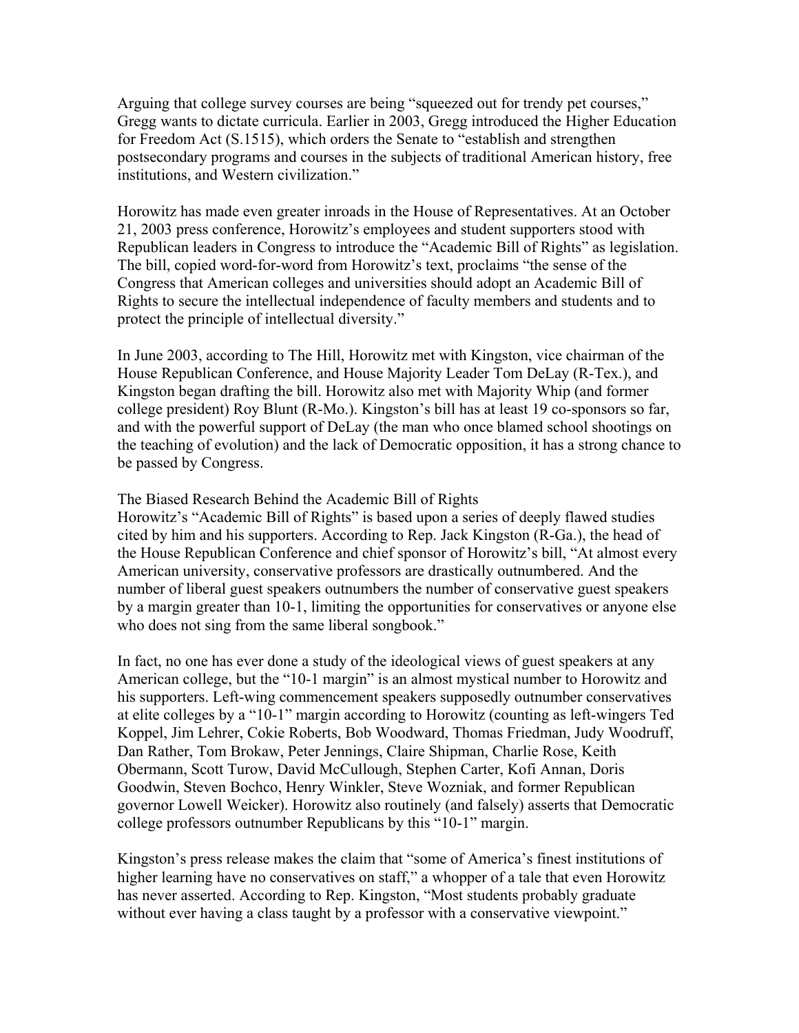Arguing that college survey courses are being "squeezed out for trendy pet courses," Gregg wants to dictate curricula. Earlier in 2003, Gregg introduced the Higher Education for Freedom Act (S.1515), which orders the Senate to "establish and strengthen postsecondary programs and courses in the subjects of traditional American history, free institutions, and Western civilization."

Horowitz has made even greater inroads in the House of Representatives. At an October 21, 2003 press conference, Horowitz's employees and student supporters stood with Republican leaders in Congress to introduce the "Academic Bill of Rights" as legislation. The bill, copied word-for-word from Horowitz's text, proclaims "the sense of the Congress that American colleges and universities should adopt an Academic Bill of Rights to secure the intellectual independence of faculty members and students and to protect the principle of intellectual diversity."

In June 2003, according to The Hill, Horowitz met with Kingston, vice chairman of the House Republican Conference, and House Majority Leader Tom DeLay (R-Tex.), and Kingston began drafting the bill. Horowitz also met with Majority Whip (and former college president) Roy Blunt (R-Mo.). Kingston's bill has at least 19 co-sponsors so far, and with the powerful support of DeLay (the man who once blamed school shootings on the teaching of evolution) and the lack of Democratic opposition, it has a strong chance to be passed by Congress.

## The Biased Research Behind the Academic Bill of Rights

Horowitz's "Academic Bill of Rights" is based upon a series of deeply flawed studies cited by him and his supporters. According to Rep. Jack Kingston (R-Ga.), the head of the House Republican Conference and chief sponsor of Horowitz's bill, "At almost every American university, conservative professors are drastically outnumbered. And the number of liberal guest speakers outnumbers the number of conservative guest speakers by a margin greater than 10-1, limiting the opportunities for conservatives or anyone else who does not sing from the same liberal songbook."

In fact, no one has ever done a study of the ideological views of guest speakers at any American college, but the "10-1 margin" is an almost mystical number to Horowitz and his supporters. Left-wing commencement speakers supposedly outnumber conservatives at elite colleges by a "10-1" margin according to Horowitz (counting as left-wingers Ted Koppel, Jim Lehrer, Cokie Roberts, Bob Woodward, Thomas Friedman, Judy Woodruff, Dan Rather, Tom Brokaw, Peter Jennings, Claire Shipman, Charlie Rose, Keith Obermann, Scott Turow, David McCullough, Stephen Carter, Kofi Annan, Doris Goodwin, Steven Bochco, Henry Winkler, Steve Wozniak, and former Republican governor Lowell Weicker). Horowitz also routinely (and falsely) asserts that Democratic college professors outnumber Republicans by this "10-1" margin.

Kingston's press release makes the claim that "some of America's finest institutions of higher learning have no conservatives on staff," a whopper of a tale that even Horowitz has never asserted. According to Rep. Kingston, "Most students probably graduate without ever having a class taught by a professor with a conservative viewpoint."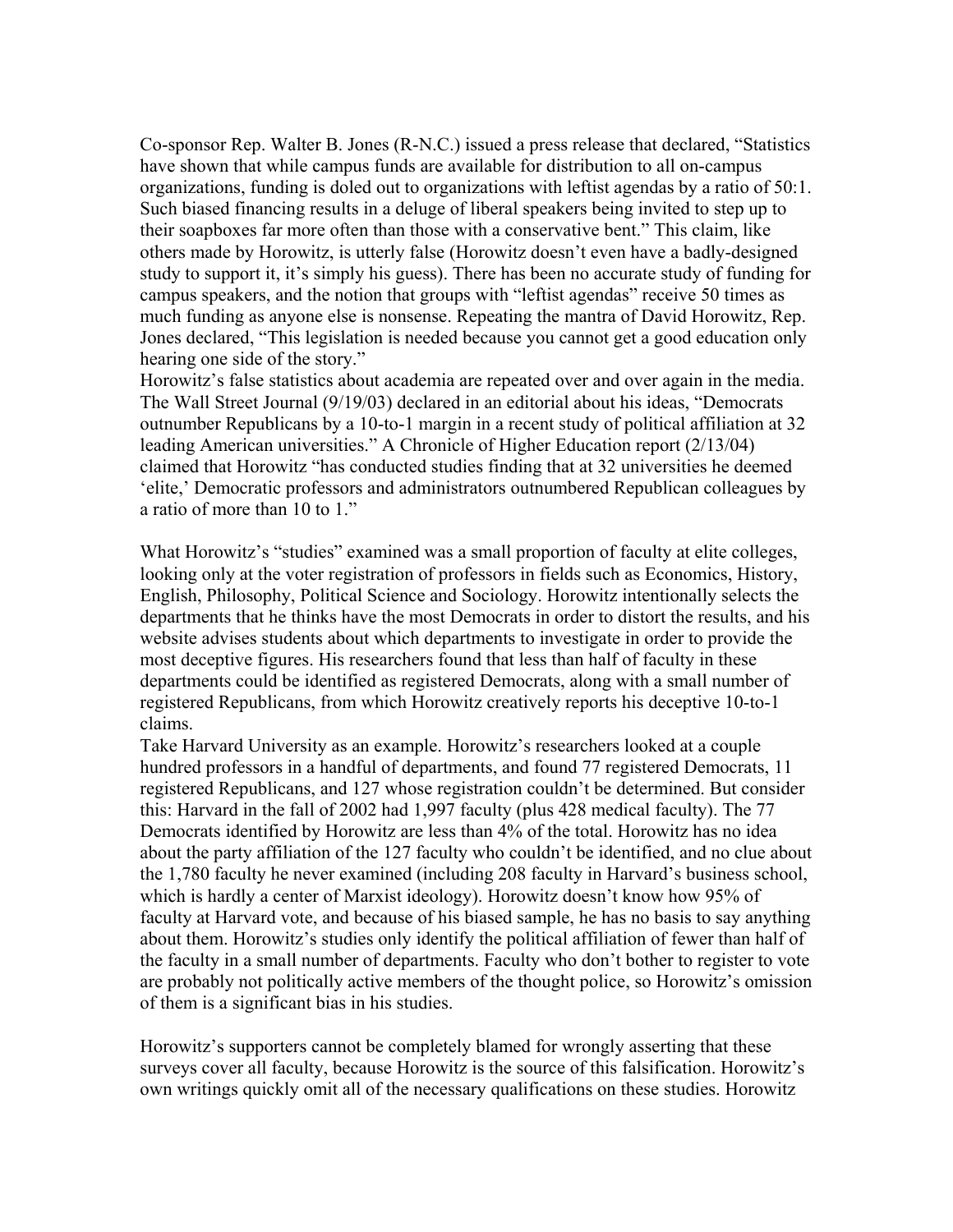Co-sponsor Rep. Walter B. Jones (R-N.C.) issued a press release that declared, "Statistics have shown that while campus funds are available for distribution to all on-campus organizations, funding is doled out to organizations with leftist agendas by a ratio of 50:1. Such biased financing results in a deluge of liberal speakers being invited to step up to their soapboxes far more often than those with a conservative bent." This claim, like others made by Horowitz, is utterly false (Horowitz doesn't even have a badly-designed study to support it, it's simply his guess). There has been no accurate study of funding for campus speakers, and the notion that groups with "leftist agendas" receive 50 times as much funding as anyone else is nonsense. Repeating the mantra of David Horowitz, Rep. Jones declared, "This legislation is needed because you cannot get a good education only hearing one side of the story."

Horowitz's false statistics about academia are repeated over and over again in the media. The Wall Street Journal (9/19/03) declared in an editorial about his ideas, "Democrats outnumber Republicans by a 10-to-1 margin in a recent study of political affiliation at 32 leading American universities." A Chronicle of Higher Education report (2/13/04) claimed that Horowitz "has conducted studies finding that at 32 universities he deemed 'elite,' Democratic professors and administrators outnumbered Republican colleagues by a ratio of more than 10 to 1."

What Horowitz's "studies" examined was a small proportion of faculty at elite colleges, looking only at the voter registration of professors in fields such as Economics, History, English, Philosophy, Political Science and Sociology. Horowitz intentionally selects the departments that he thinks have the most Democrats in order to distort the results, and his website advises students about which departments to investigate in order to provide the most deceptive figures. His researchers found that less than half of faculty in these departments could be identified as registered Democrats, along with a small number of registered Republicans, from which Horowitz creatively reports his deceptive 10-to-1 claims.

Take Harvard University as an example. Horowitz's researchers looked at a couple hundred professors in a handful of departments, and found 77 registered Democrats, 11 registered Republicans, and 127 whose registration couldn't be determined. But consider this: Harvard in the fall of 2002 had 1,997 faculty (plus 428 medical faculty). The 77 Democrats identified by Horowitz are less than 4% of the total. Horowitz has no idea about the party affiliation of the 127 faculty who couldn't be identified, and no clue about the 1,780 faculty he never examined (including 208 faculty in Harvard's business school, which is hardly a center of Marxist ideology). Horowitz doesn't know how 95% of faculty at Harvard vote, and because of his biased sample, he has no basis to say anything about them. Horowitz's studies only identify the political affiliation of fewer than half of the faculty in a small number of departments. Faculty who don't bother to register to vote are probably not politically active members of the thought police, so Horowitz's omission of them is a significant bias in his studies.

Horowitz's supporters cannot be completely blamed for wrongly asserting that these surveys cover all faculty, because Horowitz is the source of this falsification. Horowitz's own writings quickly omit all of the necessary qualifications on these studies. Horowitz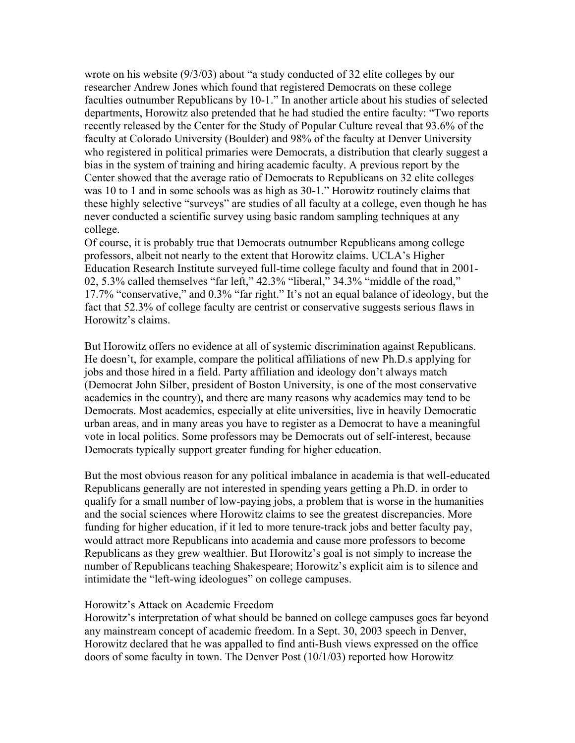wrote on his website (9/3/03) about "a study conducted of 32 elite colleges by our researcher Andrew Jones which found that registered Democrats on these college faculties outnumber Republicans by 10-1." In another article about his studies of selected departments, Horowitz also pretended that he had studied the entire faculty: "Two reports recently released by the Center for the Study of Popular Culture reveal that 93.6% of the faculty at Colorado University (Boulder) and 98% of the faculty at Denver University who registered in political primaries were Democrats, a distribution that clearly suggest a bias in the system of training and hiring academic faculty. A previous report by the Center showed that the average ratio of Democrats to Republicans on 32 elite colleges was 10 to 1 and in some schools was as high as 30-1." Horowitz routinely claims that these highly selective "surveys" are studies of all faculty at a college, even though he has never conducted a scientific survey using basic random sampling techniques at any college.

Of course, it is probably true that Democrats outnumber Republicans among college professors, albeit not nearly to the extent that Horowitz claims. UCLA's Higher Education Research Institute surveyed full-time college faculty and found that in 2001-02, 5.3% called themselves "far left," 42.3% "liberal," 34.3% "middle of the road," 17.7% "conservative," and 0.3% "far right." It's not an equal balance of ideology, but the fact that 52.3% of college faculty are centrist or conservative suggests serious flaws in Horowitz's claims.

But Horowitz offers no evidence at all of systemic discrimination against Republicans. He doesn't, for example, compare the political affiliations of new Ph.D.s applying for jobs and those hired in a field. Party affiliation and ideology don't always match (Democrat John Silber, president of Boston University, is one of the most conservative academics in the country), and there are many reasons why academics may tend to be Democrats. Most academics, especially at elite universities, live in heavily Democratic urban areas, and in many areas you have to register as a Democrat to have a meaningful vote in local politics. Some professors may be Democrats out of self-interest, because Democrats typically support greater funding for higher education.

But the most obvious reason for any political imbalance in academia is that well-educated Republicans generally are not interested in spending years getting a Ph.D. in order to qualify for a small number of low-paying jobs, a problem that is worse in the humanities and the social sciences where Horowitz claims to see the greatest discrepancies. More funding for higher education, if it led to more tenure-track jobs and better faculty pay, would attract more Republicans into academia and cause more professors to become Republicans as they grew wealthier. But Horowitz's goal is not simply to increase the number of Republicans teaching Shakespeare; Horowitz's explicit aim is to silence and intimidate the "left-wing ideologues" on college campuses.

## Horowitz's Attack on Academic Freedom

Horowitz's interpretation of what should be banned on college campuses goes far beyond any mainstream concept of academic freedom. In a Sept. 30, 2003 speech in Denver, Horowitz declared that he was appalled to find anti-Bush views expressed on the office doors of some faculty in town. The Denver Post (10/1/03) reported how Horowitz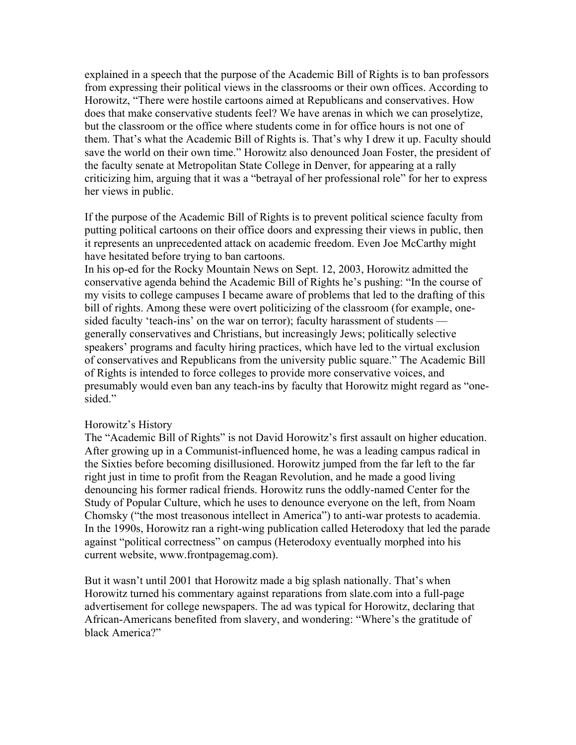explained in a speech that the purpose of the Academic Bill of Rights is to ban professors from expressing their political views in the classrooms or their own offices. According to Horowitz, "There were hostile cartoons aimed at Republicans and conservatives. How does that make conservative students feel? We have arenas in which we can proselytize, but the classroom or the office where students come in for office hours is not one of them. That's what the Academic Bill of Rights is. That's why I drew it up. Faculty should save the world on their own time." Horowitz also denounced Joan Foster, the president of the faculty senate at Metropolitan State College in Denver, for appearing at a rally criticizing him, arguing that it was a "betrayal of her professional role" for her to express her views in public.

If the purpose of the Academic Bill of Rights is to prevent political science faculty from putting political cartoons on their office doors and expressing their views in public, then it represents an unprecedented attack on academic freedom. Even Joe McCarthy might have hesitated before trying to ban cartoons.

In his op-ed for the Rocky Mountain News on Sept. 12, 2003, Horowitz admitted the conservative agenda behind the Academic Bill of Rights he's pushing: "In the course of my visits to college campuses I became aware of problems that led to the drafting of this bill of rights. Among these were overt politicizing of the classroom (for example, one-sided faculty 'teach-ins' on the war on terror); faculty harassment of students — generally conservatives and Christians, but increasingly Jews; politically selective speakers' programs and faculty hiring practices, which have led to the virtual exclusion of conservatives and Republicans from the university public square." The Academic Bill of Rights is intended to force colleges to provide more conservative voices, and presumably would even ban any teach-ins by faculty that Horowitz might regard as "one-sided."

## Horowitz's History

The "Academic Bill of Rights" is not David Horowitz's first assault on higher education. After growing up in a Communist-influenced home, he was a leading campus radical in the Sixties before becoming disillusioned. Horowitz jumped from the far left to the far right just in time to profit from the Reagan Revolution, and he made a good living denouncing his former radical friends. Horowitz runs the oddly-named Center for the Study of Popular Culture, which he uses to denounce everyone on the left, from Noam Chomsky ("the most treasonous intellect in America") to anti-war protests to academia. In the 1990s, Horowitz ran a right-wing publication called Heterodoxy that led the parade against "political correctness" on campus (Heterodoxy eventually morphed into his current website, www.frontpagemag.com).

But it wasn't until 2001 that Horowitz made a big splash nationally. That's when Horowitz turned his commentary against reparations from slate.com into a full-page advertisement for college newspapers. The ad was typical for Horowitz, declaring that African-Americans benefited from slavery, and wondering: "Where's the gratitude of black America?"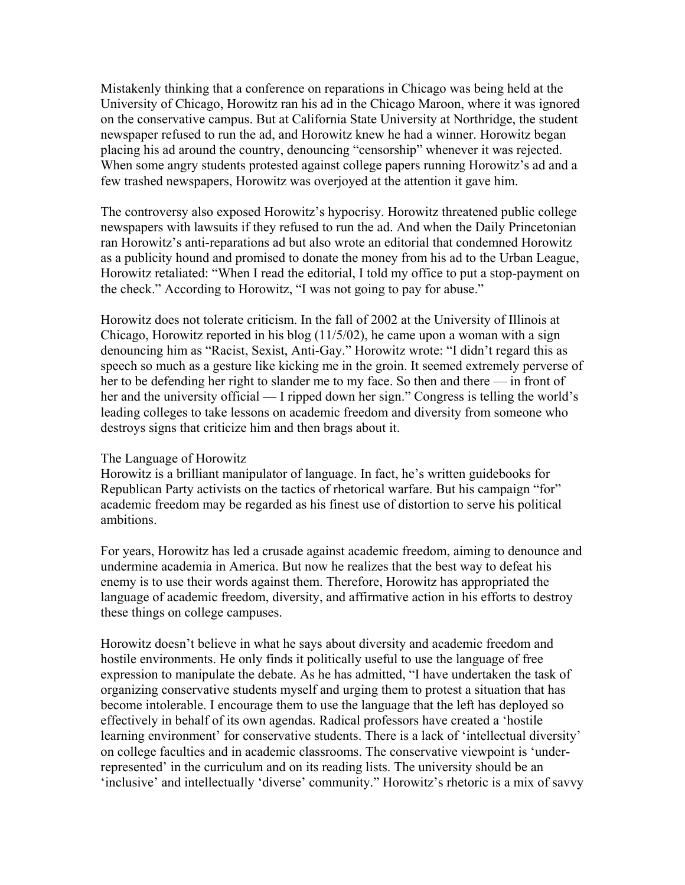Mistakenly thinking that a conference on reparations in Chicago was being held at the University of Chicago, Horowitz ran his ad in the Chicago Maroon, where it was ignored on the conservative campus. But at California State University at Northridge, the student newspaper refused to run the ad, and Horowitz knew he had a winner. Horowitz began placing his ad around the country, denouncing "censorship" whenever it was rejected. When some angry students protested against college papers running Horowitz's ad and a few trashed newspapers, Horowitz was overjoyed at the attention it gave him.

The controversy also exposed Horowitz's hypocrisy. Horowitz threatened public college newspapers with lawsuits if they refused to run the ad. And when the Daily Princetonian ran Horowitz's anti-reparations ad but also wrote an editorial that condemned Horowitz as a publicity hound and promised to donate the money from his ad to the Urban League, Horowitz retaliated: "When I read the editorial, I told my office to put a stop-payment on the check." According to Horowitz, "I was not going to pay for abuse."

Horowitz does not tolerate criticism. In the fall of 2002 at the University of Illinois at Chicago, Horowitz reported in his blog (11/5/02), he came upon a woman with a sign denouncing him as "Racist, Sexist, Anti-Gay." Horowitz wrote: "I didn't regard this as speech so much as a gesture like kicking me in the groin. It seemed extremely perverse of her to be defending her right to slander me to my face. So then and there — in front of her and the university official — I ripped down her sign." Congress is telling the world's leading colleges to take lessons on academic freedom and diversity from someone who destroys signs that criticize him and then brags about it.

## The Language of Horowitz

Horowitz is a brilliant manipulator of language. In fact, he's written guidebooks for Republican Party activists on the tactics of rhetorical warfare. But his campaign "for" academic freedom may be regarded as his finest use of distortion to serve his political ambitions.

For years, Horowitz has led a crusade against academic freedom, aiming to denounce and undermine academia in America. But now he realizes that the best way to defeat his enemy is to use their words against them. Therefore, Horowitz has appropriated the language of academic freedom, diversity, and affirmative action in his efforts to destroy these things on college campuses.

Horowitz doesn't believe in what he says about diversity and academic freedom and hostile environments. He only finds it politically useful to use the language of free expression to manipulate the debate. As he has admitted, "I have undertaken the task of organizing conservative students myself and urging them to protest a situation that has become intolerable. I encourage them to use the language that the left has deployed so effectively in behalf of its own agendas. Radical professors have created a 'hostile learning environment' for conservative students. There is a lack of 'intellectual diversity' on college faculties and in academic classrooms. The conservative viewpoint is 'under-represented' in the curriculum and on its reading lists. The university should be an 'inclusive' and intellectually 'diverse' community." Horowitz's rhetoric is a mix of savvy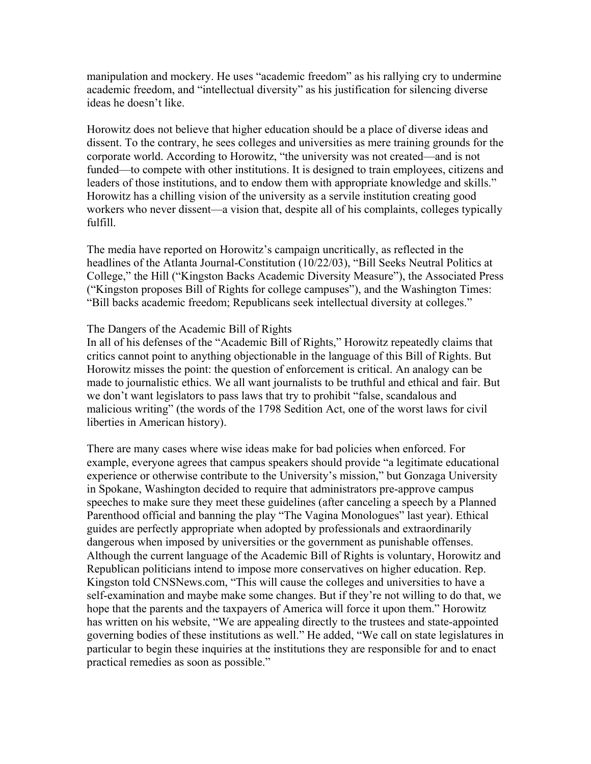manipulation and mockery. He uses "academic freedom" as his rallying cry to undermine academic freedom, and "intellectual diversity" as his justification for silencing diverse ideas he doesn't like.

Horowitz does not believe that higher education should be a place of diverse ideas and dissent. To the contrary, he sees colleges and universities as mere training grounds for the corporate world. According to Horowitz, "the university was not created—and is not funded—to compete with other institutions. It is designed to train employees, citizens and leaders of those institutions, and to endow them with appropriate knowledge and skills." Horowitz has a chilling vision of the university as a servile institution creating good workers who never dissent—a vision that, despite all of his complaints, colleges typically fulfill.

The media have reported on Horowitz's campaign uncritically, as reflected in the headlines of the Atlanta Journal-Constitution (10/22/03), "Bill Seeks Neutral Politics at College," the Hill ("Kingston Backs Academic Diversity Measure"), the Associated Press ("Kingston proposes Bill of Rights for college campuses"), and the Washington Times: "Bill backs academic freedom; Republicans seek intellectual diversity at colleges."

## The Dangers of the Academic Bill of Rights

In all of his defenses of the "Academic Bill of Rights," Horowitz repeatedly claims that critics cannot point to anything objectionable in the language of this Bill of Rights. But Horowitz misses the point: the question of enforcement is critical. An analogy can be made to journalistic ethics. We all want journalists to be truthful and ethical and fair. But we don't want legislators to pass laws that try to prohibit "false, scandalous and malicious writing" (the words of the 1798 Sedition Act, one of the worst laws for civil liberties in American history).

There are many cases where wise ideas make for bad policies when enforced. For example, everyone agrees that campus speakers should provide "a legitimate educational experience or otherwise contribute to the University's mission," but Gonzaga University in Spokane, Washington decided to require that administrators pre-approve campus speeches to make sure they meet these guidelines (after canceling a speech by a Planned Parenthood official and banning the play "The Vagina Monologues" last year). Ethical guides are perfectly appropriate when adopted by professionals and extraordinarily dangerous when imposed by universities or the government as punishable offenses. Although the current language of the Academic Bill of Rights is voluntary, Horowitz and Republican politicians intend to impose more conservatives on higher education. Rep. Kingston told CNSNews.com, "This will cause the colleges and universities to have a self-examination and maybe make some changes. But if they're not willing to do that, we hope that the parents and the taxpayers of America will force it upon them." Horowitz has written on his website, "We are appealing directly to the trustees and state-appointed governing bodies of these institutions as well." He added, "We call on state legislatures in particular to begin these inquiries at the institutions they are responsible for and to enact practical remedies as soon as possible."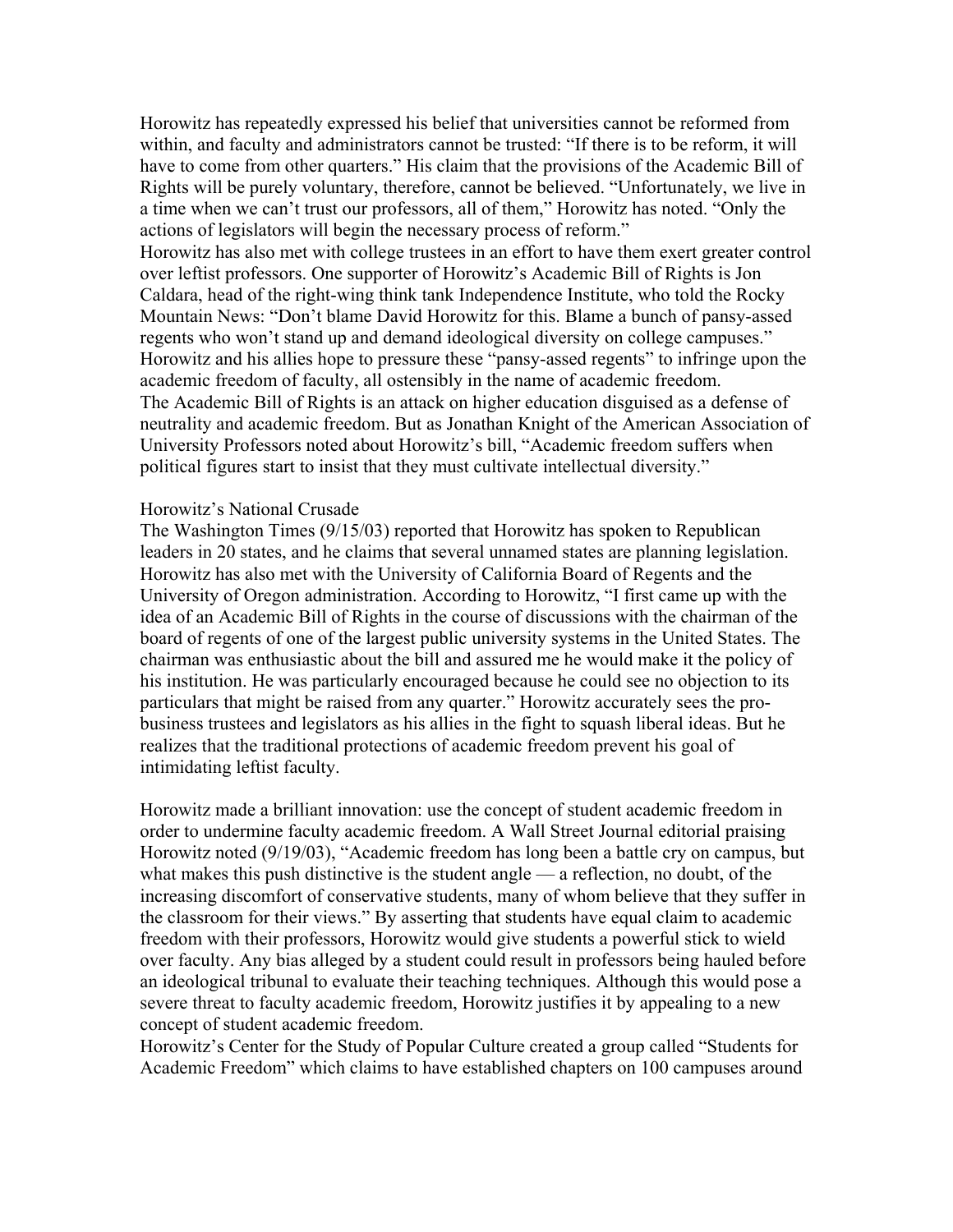Horowitz has repeatedly expressed his belief that universities cannot be reformed from within, and faculty and administrators cannot be trusted: "If there is to be reform, it will have to come from other quarters." His claim that the provisions of the Academic Bill of Rights will be purely voluntary, therefore, cannot be believed. "Unfortunately, we live in a time when we can't trust our professors, all of them," Horowitz has noted. "Only the actions of legislators will begin the necessary process of reform."

Horowitz has also met with college trustees in an effort to have them exert greater control over leftist professors. One supporter of Horowitz's Academic Bill of Rights is Jon Caldara, head of the right-wing think tank Independence Institute, who told the Rocky Mountain News: "Don't blame David Horowitz for this. Blame a bunch of pansy-assed regents who won't stand up and demand ideological diversity on college campuses." Horowitz and his allies hope to pressure these "pansy-assed regents" to infringe upon the academic freedom of faculty, all ostensibly in the name of academic freedom.

The Academic Bill of Rights is an attack on higher education disguised as a defense of neutrality and academic freedom. But as Jonathan Knight of the American Association of University Professors noted about Horowitz's bill, "Academic freedom suffers when political figures start to insist that they must cultivate intellectual diversity."

## Horowitz's National Crusade

The Washington Times (9/15/03) reported that Horowitz has spoken to Republican leaders in 20 states, and he claims that several unnamed states are planning legislation. Horowitz has also met with the University of California Board of Regents and the University of Oregon administration. According to Horowitz, "I first came up with the idea of an Academic Bill of Rights in the course of discussions with the chairman of the board of regents of one of the largest public university systems in the United States. The chairman was enthusiastic about the bill and assured me he would make it the policy of his institution. He was particularly encouraged because he could see no objection to its particulars that might be raised from any quarter." Horowitz accurately sees the pro-business trustees and legislators as his allies in the fight to squash liberal ideas. But he realizes that the traditional protections of academic freedom prevent his goal of intimidating leftist faculty.

Horowitz made a brilliant innovation: use the concept of student academic freedom in order to undermine faculty academic freedom. A Wall Street Journal editorial praising Horowitz noted (9/19/03), "Academic freedom has long been a battle cry on campus, but what makes this push distinctive is the student angle — a reflection, no doubt, of the increasing discomfort of conservative students, many of whom believe that they suffer in the classroom for their views." By asserting that students have equal claim to academic freedom with their professors, Horowitz would give students a powerful stick to wield over faculty. Any bias alleged by a student could result in professors being hauled before an ideological tribunal to evaluate their teaching techniques. Although this would pose a severe threat to faculty academic freedom, Horowitz justifies it by appealing to a new concept of student academic freedom.

Horowitz's Center for the Study of Popular Culture created a group called "Students for Academic Freedom" which claims to have established chapters on 100 campuses around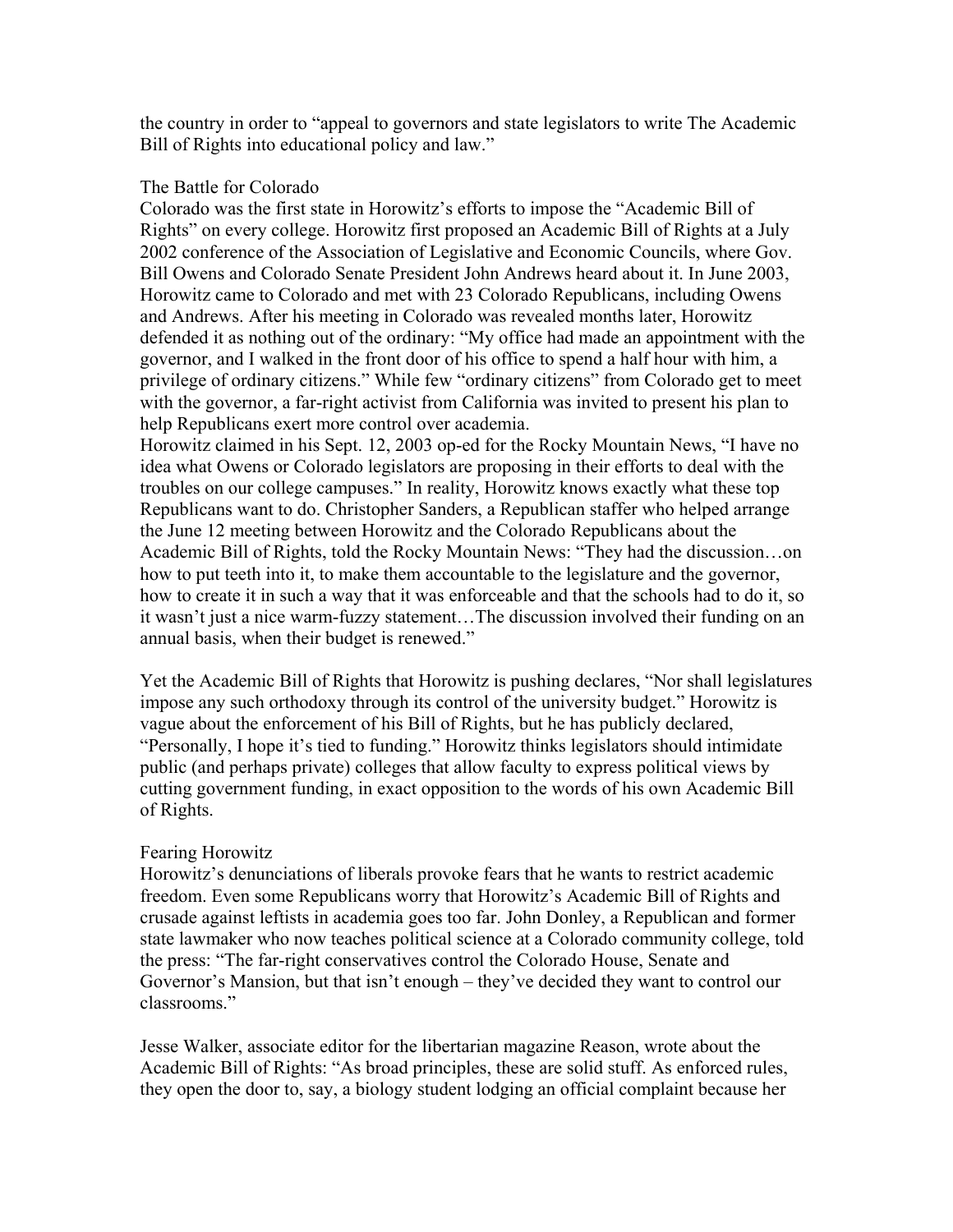the country in order to "appeal to governors and state legislators to write The Academic Bill of Rights into educational policy and law."

## The Battle for Colorado

Colorado was the first state in Horowitz's efforts to impose the "Academic Bill of Rights" on every college. Horowitz first proposed an Academic Bill of Rights at a July 2002 conference of the Association of Legislative and Economic Councils, where Gov. Bill Owens and Colorado Senate President John Andrews heard about it. In June 2003, Horowitz came to Colorado and met with 23 Colorado Republicans, including Owens and Andrews. After his meeting in Colorado was revealed months later, Horowitz defended it as nothing out of the ordinary: "My office had made an appointment with the governor, and I walked in the front door of his office to spend a half hour with him, a privilege of ordinary citizens." While few "ordinary citizens" from Colorado get to meet with the governor, a far-right activist from California was invited to present his plan to help Republicans exert more control over academia.

Horowitz claimed in his Sept. 12, 2003 op-ed for the Rocky Mountain News, "I have no idea what Owens or Colorado legislators are proposing in their efforts to deal with the troubles on our college campuses." In reality, Horowitz knows exactly what these top Republicans want to do. Christopher Sanders, a Republican staffer who helped arrange the June 12 meeting between Horowitz and the Colorado Republicans about the Academic Bill of Rights, told the Rocky Mountain News: "They had the discussion…on how to put teeth into it, to make them accountable to the legislature and the governor, how to create it in such a way that it was enforceable and that the schools had to do it, so it wasn't just a nice warm-fuzzy statement…The discussion involved their funding on an annual basis, when their budget is renewed."

Yet the Academic Bill of Rights that Horowitz is pushing declares, "Nor shall legislatures impose any such orthodoxy through its control of the university budget." Horowitz is vague about the enforcement of his Bill of Rights, but he has publicly declared, "Personally, I hope it's tied to funding." Horowitz thinks legislators should intimidate public (and perhaps private) colleges that allow faculty to express political views by cutting government funding, in exact opposition to the words of his own Academic Bill of Rights.

## Fearing Horowitz

Horowitz's denunciations of liberals provoke fears that he wants to restrict academic freedom. Even some Republicans worry that Horowitz's Academic Bill of Rights and crusade against leftists in academia goes too far. John Donley, a Republican and former state lawmaker who now teaches political science at a Colorado community college, told the press: "The far-right conservatives control the Colorado House, Senate and Governor's Mansion, but that isn't enough – they've decided they want to control our classrooms."

Jesse Walker, associate editor for the libertarian magazine Reason, wrote about the Academic Bill of Rights: "As broad principles, these are solid stuff. As enforced rules, they open the door to, say, a biology student lodging an official complaint because her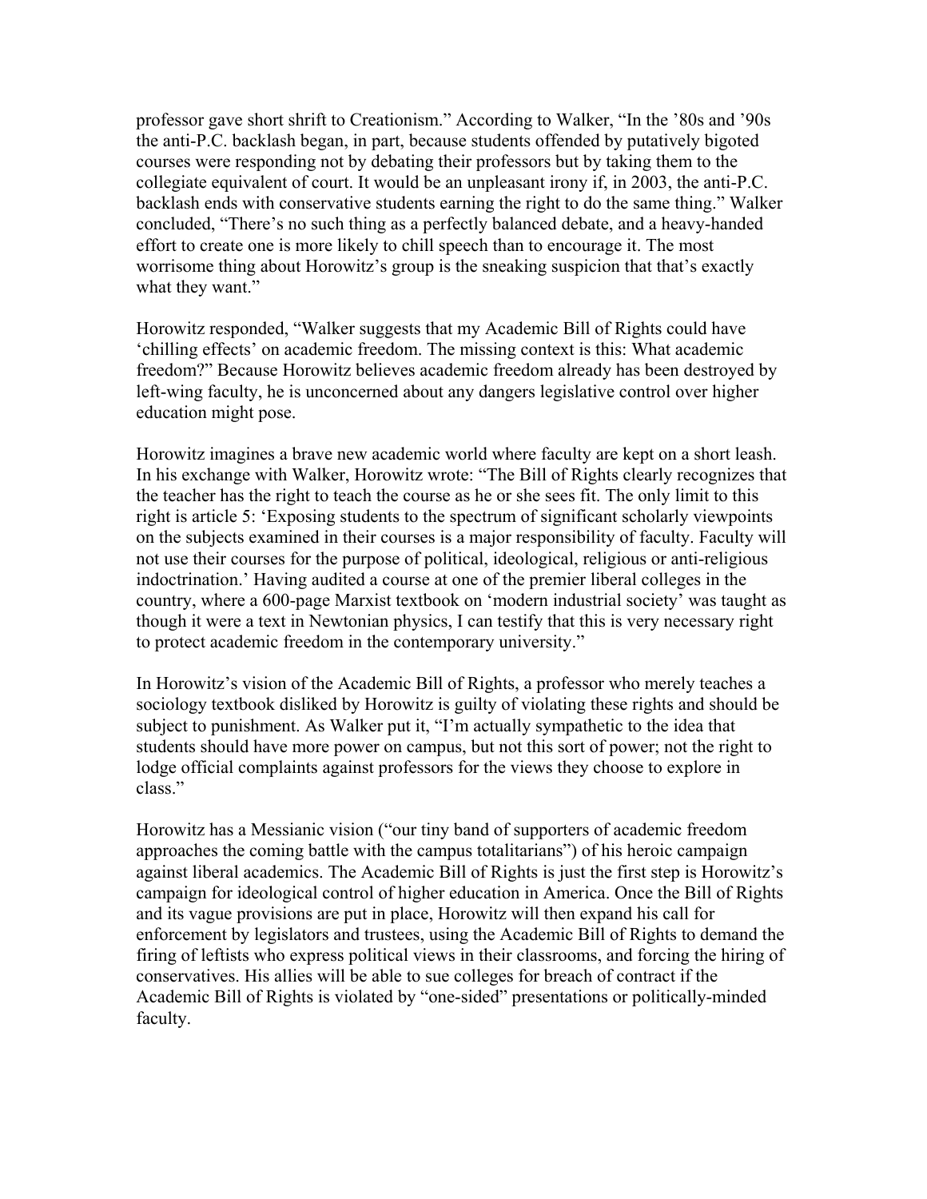professor gave short shrift to Creationism." According to Walker, "In the '80s and '90s the anti-P.C. backlash began, in part, because students offended by putatively bigoted courses were responding not by debating their professors but by taking them to the collegiate equivalent of court. It would be an unpleasant irony if, in 2003, the anti-P.C. backlash ends with conservative students earning the right to do the same thing." Walker concluded, "There's no such thing as a perfectly balanced debate, and a heavy-handed effort to create one is more likely to chill speech than to encourage it. The most worrisome thing about Horowitz's group is the sneaking suspicion that that's exactly what they want."

Horowitz responded, "Walker suggests that my Academic Bill of Rights could have 'chilling effects' on academic freedom. The missing context is this: What academic freedom?" Because Horowitz believes academic freedom already has been destroyed by left-wing faculty, he is unconcerned about any dangers legislative control over higher education might pose.

Horowitz imagines a brave new academic world where faculty are kept on a short leash. In his exchange with Walker, Horowitz wrote: "The Bill of Rights clearly recognizes that the teacher has the right to teach the course as he or she sees fit. The only limit to this right is article 5: 'Exposing students to the spectrum of significant scholarly viewpoints on the subjects examined in their courses is a major responsibility of faculty. Faculty will not use their courses for the purpose of political, ideological, religious or anti-religious indoctrination.' Having audited a course at one of the premier liberal colleges in the country, where a 600-page Marxist textbook on 'modern industrial society' was taught as though it were a text in Newtonian physics, I can testify that this is very necessary right to protect academic freedom in the contemporary university."

In Horowitz's vision of the Academic Bill of Rights, a professor who merely teaches a sociology textbook disliked by Horowitz is guilty of violating these rights and should be subject to punishment. As Walker put it, "I'm actually sympathetic to the idea that students should have more power on campus, but not this sort of power; not the right to lodge official complaints against professors for the views they choose to explore in class."

Horowitz has a Messianic vision ("our tiny band of supporters of academic freedom approaches the coming battle with the campus totalitarians") of his heroic campaign against liberal academics. The Academic Bill of Rights is just the first step is Horowitz's campaign for ideological control of higher education in America. Once the Bill of Rights and its vague provisions are put in place, Horowitz will then expand his call for enforcement by legislators and trustees, using the Academic Bill of Rights to demand the firing of leftists who express political views in their classrooms, and forcing the hiring of conservatives. His allies will be able to sue colleges for breach of contract if the Academic Bill of Rights is violated by "one-sided" presentations or politically-minded faculty.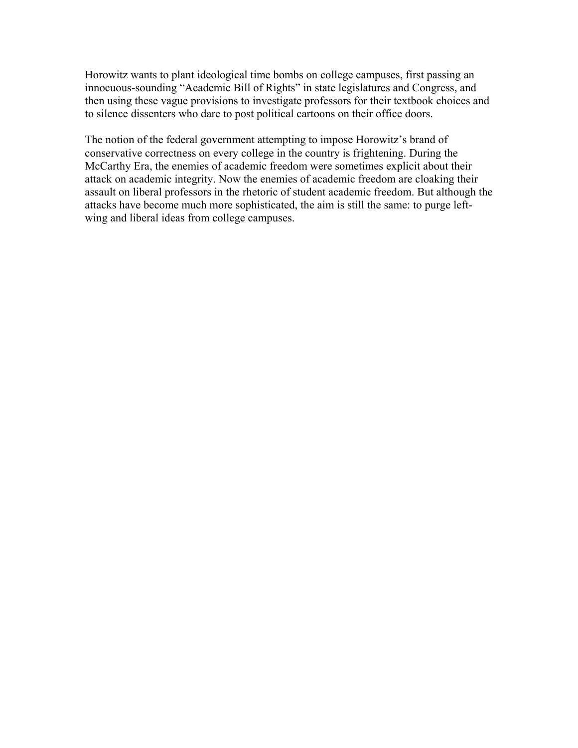Horowitz wants to plant ideological time bombs on college campuses, first passing an innocuous-sounding "Academic Bill of Rights" in state legislatures and Congress, and then using these vague provisions to investigate professors for their textbook choices and to silence dissenters who dare to post political cartoons on their office doors.

The notion of the federal government attempting to impose Horowitz's brand of conservative correctness on every college in the country is frightening. During the McCarthy Era, the enemies of academic freedom were sometimes explicit about their attack on academic integrity. Now the enemies of academic freedom are cloaking their assault on liberal professors in the rhetoric of student academic freedom. But although the attacks have become much more sophisticated, the aim is still the same: to purge left-wing and liberal ideas from college campuses.